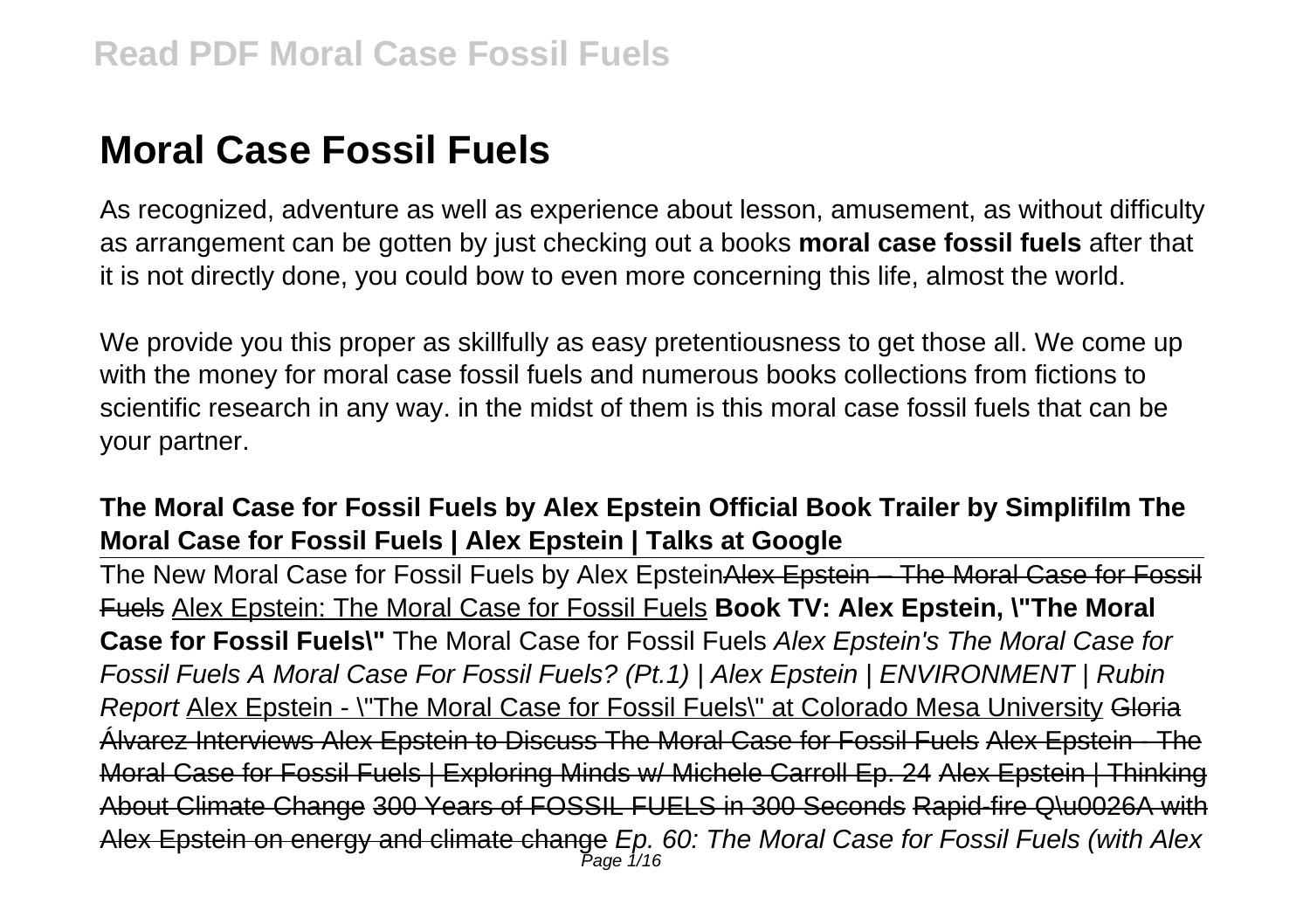# Moral Case Fossil Fuels

As recognized, adventure as well as experience about lesson, amusement, as without difficulty as arrangement can be gotten by just checking out a books **moral case fossil fuels** after that it is not directly done, you could bow to even more concerning this life, almost the world.

We provide you this proper as skillfully as easy pretentiousness to get those all. We come up with the money for moral case fossil fuels and numerous books collections from fictions to scientific research in any way. in the midst of them is this moral case fossil fuels that can be your partner.

**The Moral Case for Fossil Fuels by Alex Epstein Official Book Trailer by Simplifilm The Moral Case for Fossil Fuels | Alex Epstein | Talks at Google**

The New Moral Case for Fossil Fuels by Alex Epstein~~Alex Epstein – The Moral Case for Fossil Fuels~~ Alex Epstein: The Moral Case for Fossil Fuels **Book TV: Alex Epstein, "The Moral Case for Fossil Fuels"** The Moral Case for Fossil Fuels *Alex Epstein's The Moral Case for Fossil Fuels A Moral Case For Fossil Fuels? (Pt.1) | Alex Epstein | ENVIRONMENT | Rubin Report* Alex Epstein - "The Moral Case for Fossil Fuels" at Colorado Mesa University ~~Gloria Álvarez Interviews Alex Epstein to Discuss The Moral Case for Fossil Fuels Alex Epstein - The Moral Case for Fossil Fuels | Exploring Minds w/ Michele Carroll Ep. 24 Alex Epstein | Thinking About Climate Change 300 Years of FOSSIL FUELS in 300 Seconds Rapid-fire Q\u0026A with Alex Epstein on energy and climate change~~ *Ep. 60: The Moral Case for Fossil Fuels (with Alex*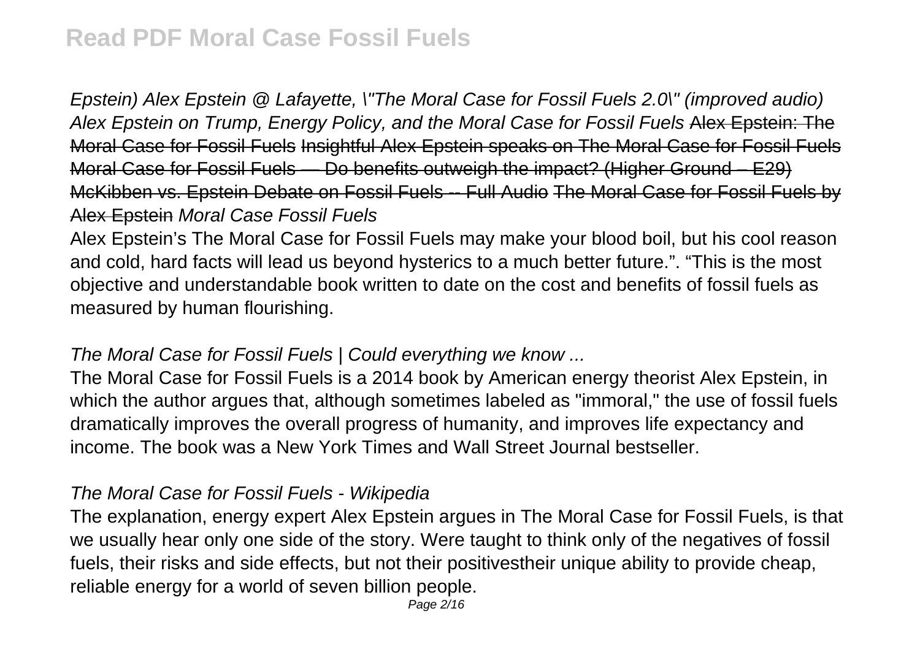*Epstein) Alex Epstein @ Lafayette, \"The Moral Case for Fossil Fuels 2.0\" (improved audio) Alex Epstein on Trump, Energy Policy, and the Moral Case for Fossil Fuels* ~~Alex Epstein: The Moral Case for Fossil Fuels~~ ~~Insightful Alex Epstein speaks on The Moral Case for Fossil Fuels~~ ~~Moral Case for Fossil Fuels — Do benefits outweigh the impact? (Higher Ground – E29)~~ ~~McKibben vs. Epstein Debate on Fossil Fuels -- Full Audio~~ ~~The Moral Case for Fossil Fuels by Alex Epstein~~ *Moral Case Fossil Fuels*

Alex Epstein's The Moral Case for Fossil Fuels may make your blood boil, but his cool reason and cold, hard facts will lead us beyond hysterics to a much better future.". "This is the most objective and understandable book written to date on the cost and benefits of fossil fuels as measured by human flourishing.

### *The Moral Case for Fossil Fuels | Could everything we know ...*

The Moral Case for Fossil Fuels is a 2014 book by American energy theorist Alex Epstein, in which the author argues that, although sometimes labeled as "immoral," the use of fossil fuels dramatically improves the overall progress of humanity, and improves life expectancy and income. The book was a New York Times and Wall Street Journal bestseller.

### *The Moral Case for Fossil Fuels - Wikipedia*

The explanation, energy expert Alex Epstein argues in The Moral Case for Fossil Fuels, is that we usually hear only one side of the story. Were taught to think only of the negatives of fossil fuels, their risks and side effects, but not their positivestheir unique ability to provide cheap, reliable energy for a world of seven billion people.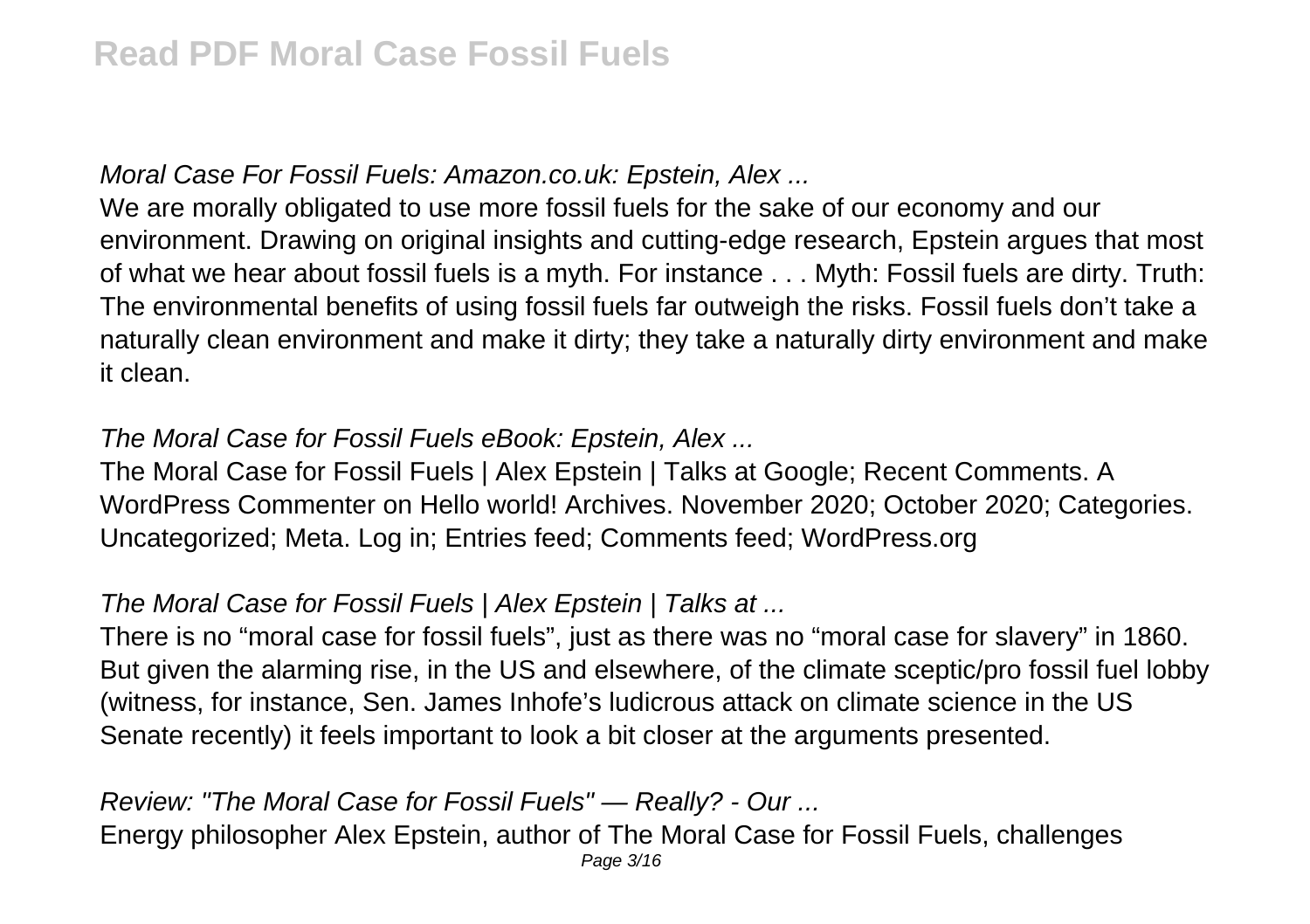*Moral Case For Fossil Fuels: Amazon.co.uk: Epstein, Alex ...*

We are morally obligated to use more fossil fuels for the sake of our economy and our environment. Drawing on original insights and cutting-edge research, Epstein argues that most of what we hear about fossil fuels is a myth. For instance . . . Myth: Fossil fuels are dirty. Truth: The environmental benefits of using fossil fuels far outweigh the risks. Fossil fuels don't take a naturally clean environment and make it dirty; they take a naturally dirty environment and make it clean.

*The Moral Case for Fossil Fuels eBook: Epstein, Alex ...*

The Moral Case for Fossil Fuels | Alex Epstein | Talks at Google; Recent Comments. A WordPress Commenter on Hello world! Archives. November 2020; October 2020; Categories. Uncategorized; Meta. Log in; Entries feed; Comments feed; WordPress.org

*The Moral Case for Fossil Fuels | Alex Epstein | Talks at ...*

There is no "moral case for fossil fuels", just as there was no "moral case for slavery" in 1860. But given the alarming rise, in the US and elsewhere, of the climate sceptic/pro fossil fuel lobby (witness, for instance, Sen. James Inhofe's ludicrous attack on climate science in the US Senate recently) it feels important to look a bit closer at the arguments presented.

*Review: "The Moral Case for Fossil Fuels" — Really? - Our ...*

Energy philosopher Alex Epstein, author of The Moral Case for Fossil Fuels, challenges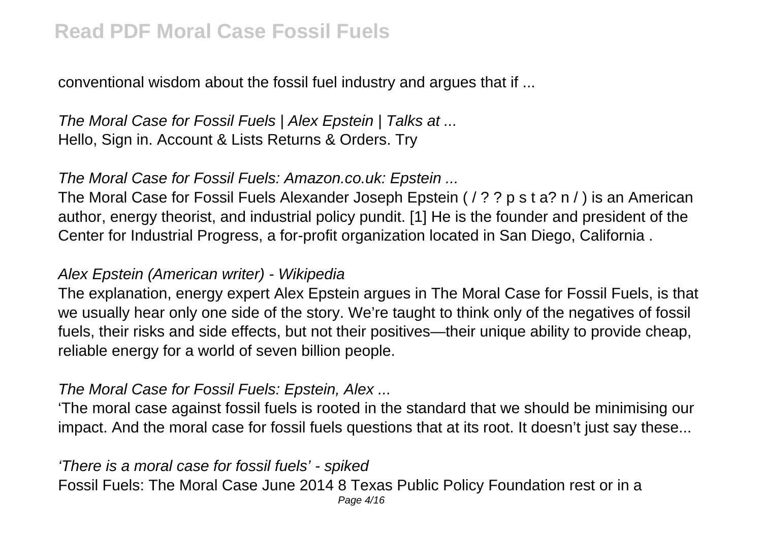conventional wisdom about the fossil fuel industry and argues that if ...

*The Moral Case for Fossil Fuels | Alex Epstein | Talks at ...*
Hello, Sign in. Account & Lists Returns & Orders. Try

*The Moral Case for Fossil Fuels: Amazon.co.uk: Epstein ...*

The Moral Case for Fossil Fuels Alexander Joseph Epstein ( / ? ? p s t a? n / ) is an American author, energy theorist, and industrial policy pundit. [1] He is the founder and president of the Center for Industrial Progress, a for-profit organization located in San Diego, California .

*Alex Epstein (American writer) - Wikipedia*

The explanation, energy expert Alex Epstein argues in The Moral Case for Fossil Fuels, is that we usually hear only one side of the story. We're taught to think only of the negatives of fossil fuels, their risks and side effects, but not their positives—their unique ability to provide cheap, reliable energy for a world of seven billion people.

*The Moral Case for Fossil Fuels: Epstein, Alex ...*

'The moral case against fossil fuels is rooted in the standard that we should be minimising our impact. And the moral case for fossil fuels questions that at its root. It doesn't just say these...

*'There is a moral case for fossil fuels' - spiked*

Fossil Fuels: The Moral Case June 2014 8 Texas Public Policy Foundation rest or in a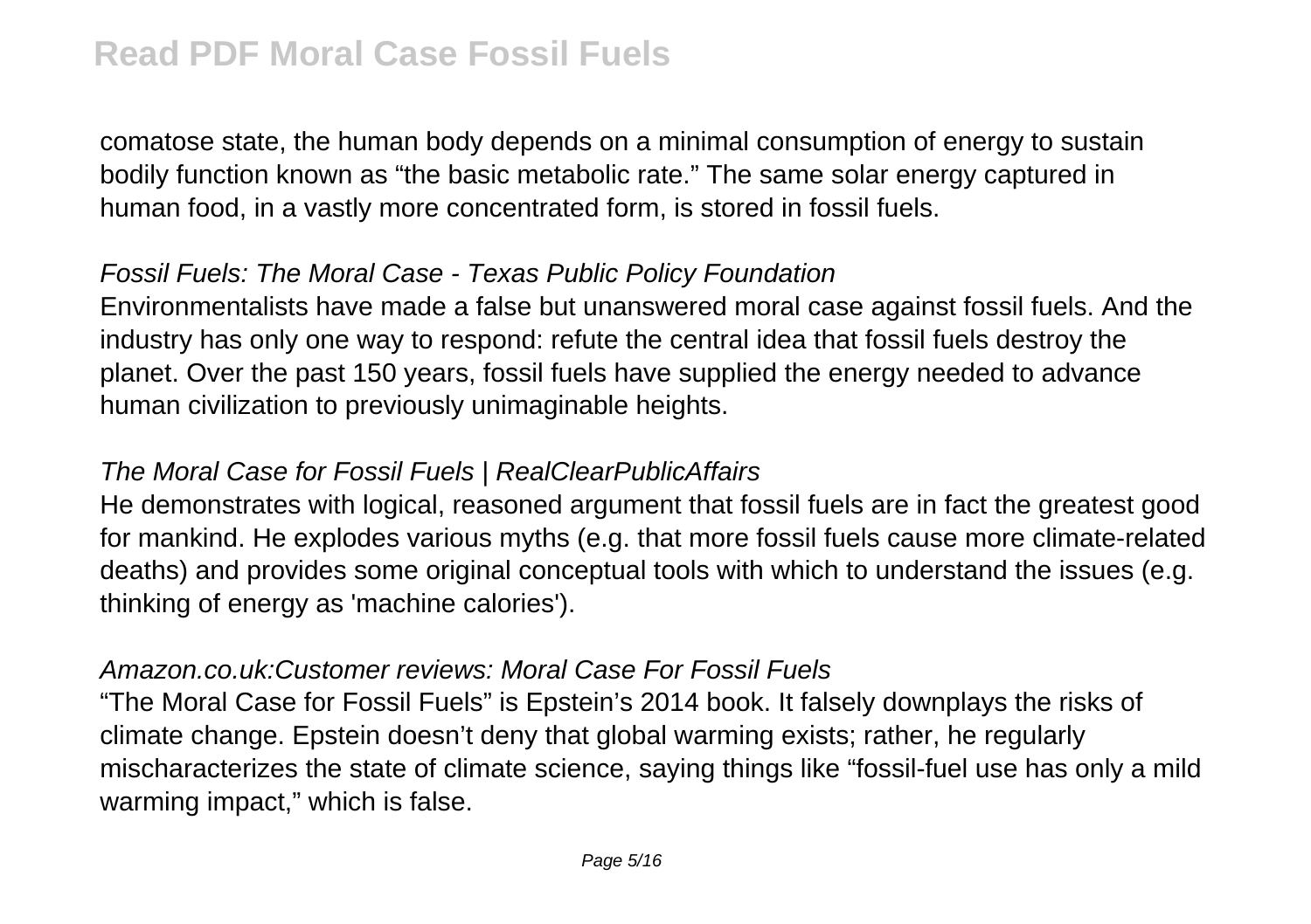comatose state, the human body depends on a minimal consumption of energy to sustain bodily function known as "the basic metabolic rate." The same solar energy captured in human food, in a vastly more concentrated form, is stored in fossil fuels.

### *Fossil Fuels: The Moral Case - Texas Public Policy Foundation*

Environmentalists have made a false but unanswered moral case against fossil fuels. And the industry has only one way to respond: refute the central idea that fossil fuels destroy the planet. Over the past 150 years, fossil fuels have supplied the energy needed to advance human civilization to previously unimaginable heights.

### *The Moral Case for Fossil Fuels | RealClearPublicAffairs*

He demonstrates with logical, reasoned argument that fossil fuels are in fact the greatest good for mankind. He explodes various myths (e.g. that more fossil fuels cause more climate-related deaths) and provides some original conceptual tools with which to understand the issues (e.g. thinking of energy as 'machine calories').

### *Amazon.co.uk:Customer reviews: Moral Case For Fossil Fuels*

"The Moral Case for Fossil Fuels" is Epstein's 2014 book. It falsely downplays the risks of climate change. Epstein doesn't deny that global warming exists; rather, he regularly mischaracterizes the state of climate science, saying things like "fossil-fuel use has only a mild warming impact," which is false.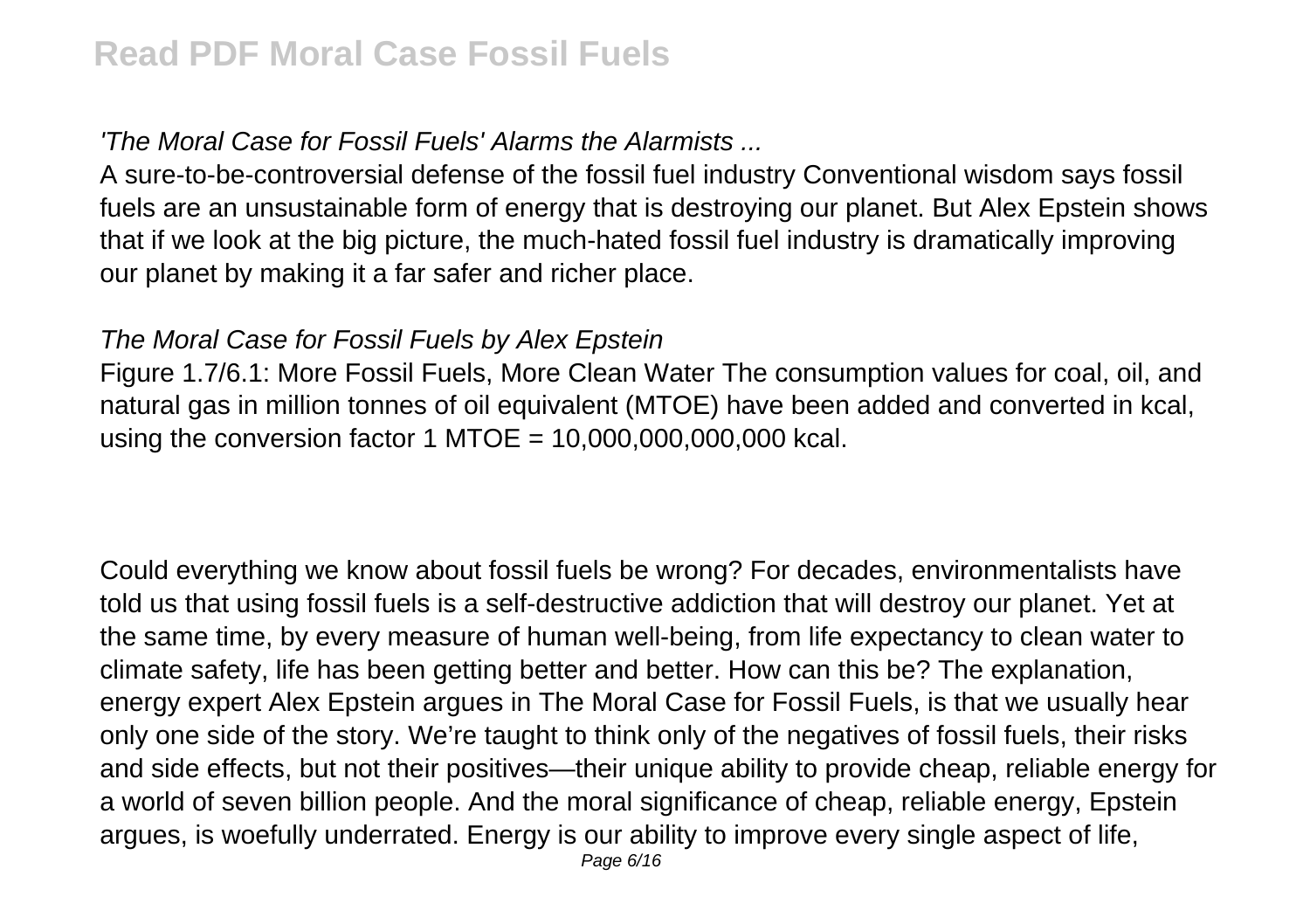### *'The Moral Case for Fossil Fuels' Alarms the Alarmists ...*

A sure-to-be-controversial defense of the fossil fuel industry Conventional wisdom says fossil fuels are an unsustainable form of energy that is destroying our planet. But Alex Epstein shows that if we look at the big picture, the much-hated fossil fuel industry is dramatically improving our planet by making it a far safer and richer place.

### *The Moral Case for Fossil Fuels by Alex Epstein*

Figure 1.7/6.1: More Fossil Fuels, More Clean Water The consumption values for coal, oil, and natural gas in million tonnes of oil equivalent (MTOE) have been added and converted in kcal, using the conversion factor 1 MTOE = 10,000,000,000,000 kcal.

Could everything we know about fossil fuels be wrong? For decades, environmentalists have told us that using fossil fuels is a self-destructive addiction that will destroy our planet. Yet at the same time, by every measure of human well-being, from life expectancy to clean water to climate safety, life has been getting better and better. How can this be? The explanation, energy expert Alex Epstein argues in The Moral Case for Fossil Fuels, is that we usually hear only one side of the story. We're taught to think only of the negatives of fossil fuels, their risks and side effects, but not their positives—their unique ability to provide cheap, reliable energy for a world of seven billion people. And the moral significance of cheap, reliable energy, Epstein argues, is woefully underrated. Energy is our ability to improve every single aspect of life,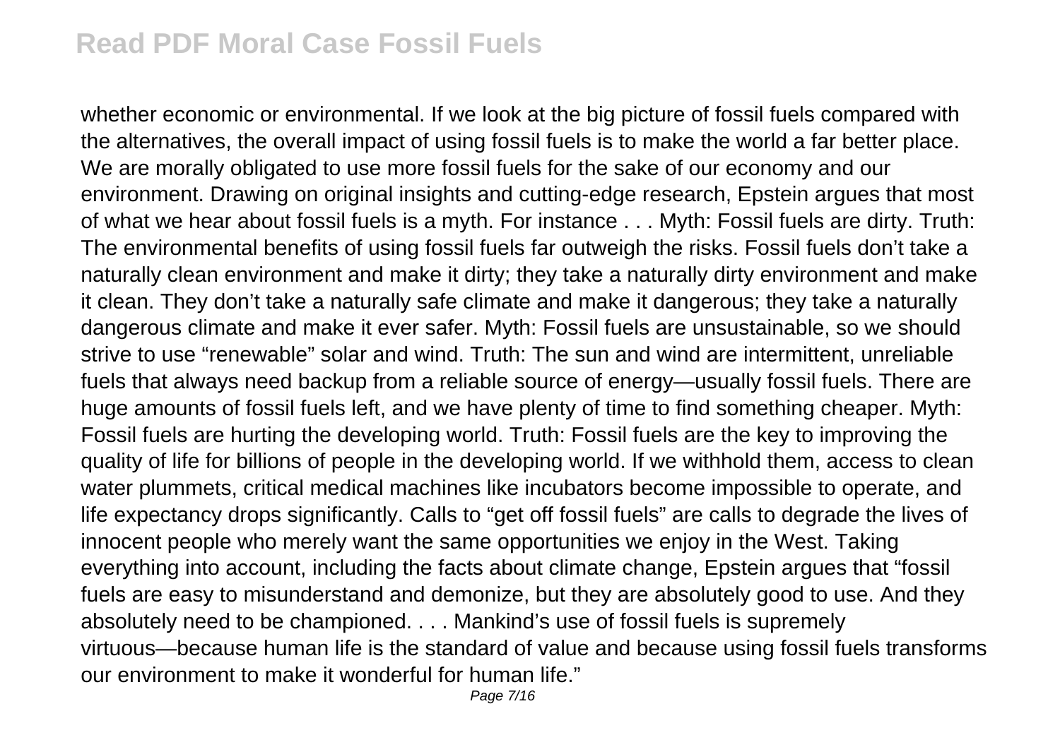whether economic or environmental. If we look at the big picture of fossil fuels compared with the alternatives, the overall impact of using fossil fuels is to make the world a far better place. We are morally obligated to use more fossil fuels for the sake of our economy and our environment. Drawing on original insights and cutting-edge research, Epstein argues that most of what we hear about fossil fuels is a myth. For instance . . . Myth: Fossil fuels are dirty. Truth: The environmental benefits of using fossil fuels far outweigh the risks. Fossil fuels don't take a naturally clean environment and make it dirty; they take a naturally dirty environment and make it clean. They don't take a naturally safe climate and make it dangerous; they take a naturally dangerous climate and make it ever safer. Myth: Fossil fuels are unsustainable, so we should strive to use "renewable" solar and wind. Truth: The sun and wind are intermittent, unreliable fuels that always need backup from a reliable source of energy—usually fossil fuels. There are huge amounts of fossil fuels left, and we have plenty of time to find something cheaper. Myth: Fossil fuels are hurting the developing world. Truth: Fossil fuels are the key to improving the quality of life for billions of people in the developing world. If we withhold them, access to clean water plummets, critical medical machines like incubators become impossible to operate, and life expectancy drops significantly. Calls to "get off fossil fuels" are calls to degrade the lives of innocent people who merely want the same opportunities we enjoy in the West. Taking everything into account, including the facts about climate change, Epstein argues that "fossil fuels are easy to misunderstand and demonize, but they are absolutely good to use. And they absolutely need to be championed. . . . Mankind's use of fossil fuels is supremely virtuous—because human life is the standard of value and because using fossil fuels transforms our environment to make it wonderful for human life."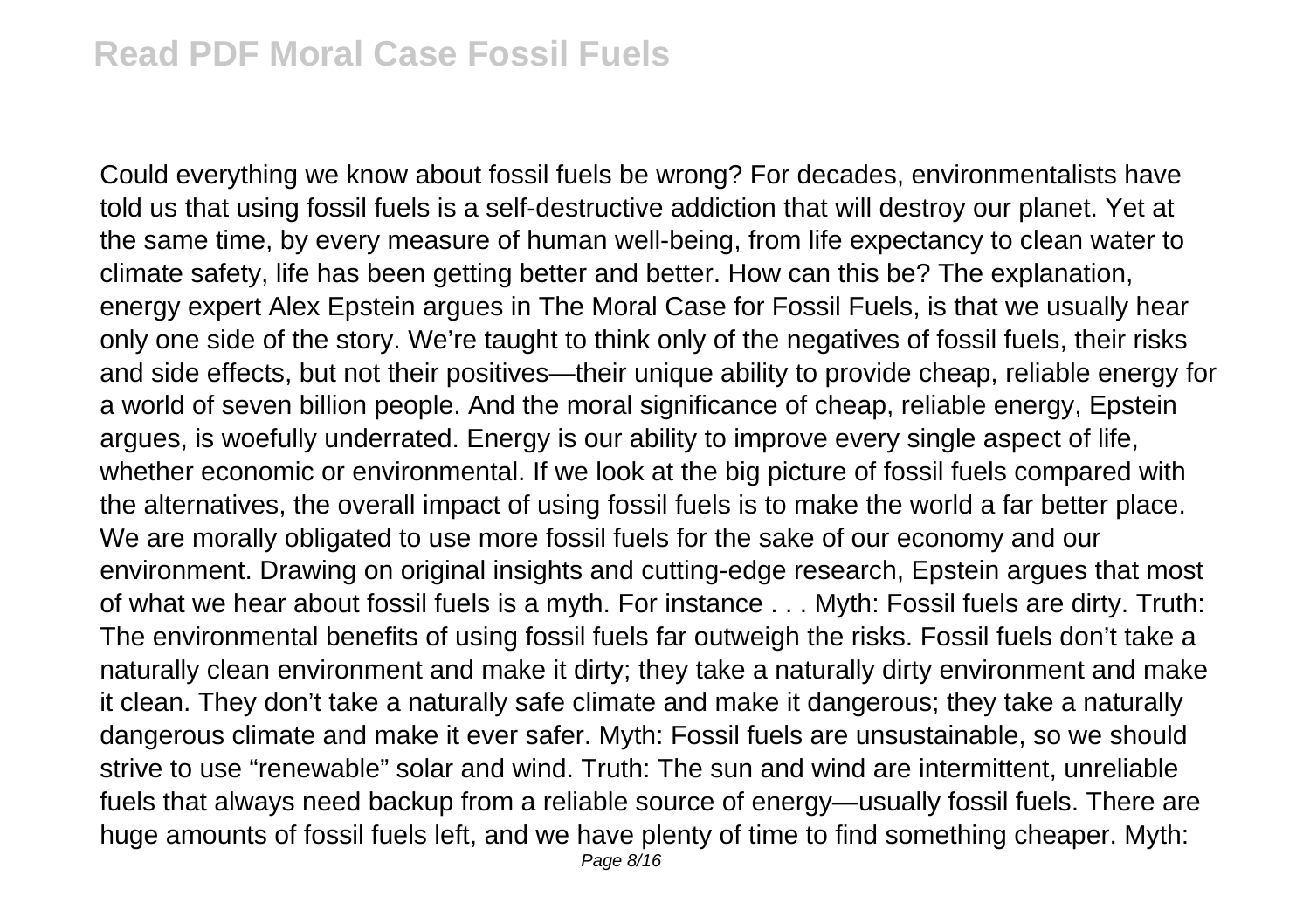Could everything we know about fossil fuels be wrong? For decades, environmentalists have told us that using fossil fuels is a self-destructive addiction that will destroy our planet. Yet at the same time, by every measure of human well-being, from life expectancy to clean water to climate safety, life has been getting better and better. How can this be? The explanation, energy expert Alex Epstein argues in The Moral Case for Fossil Fuels, is that we usually hear only one side of the story. We're taught to think only of the negatives of fossil fuels, their risks and side effects, but not their positives—their unique ability to provide cheap, reliable energy for a world of seven billion people. And the moral significance of cheap, reliable energy, Epstein argues, is woefully underrated. Energy is our ability to improve every single aspect of life, whether economic or environmental. If we look at the big picture of fossil fuels compared with the alternatives, the overall impact of using fossil fuels is to make the world a far better place. We are morally obligated to use more fossil fuels for the sake of our economy and our environment. Drawing on original insights and cutting-edge research, Epstein argues that most of what we hear about fossil fuels is a myth. For instance . . . Myth: Fossil fuels are dirty. Truth: The environmental benefits of using fossil fuels far outweigh the risks. Fossil fuels don't take a naturally clean environment and make it dirty; they take a naturally dirty environment and make it clean. They don't take a naturally safe climate and make it dangerous; they take a naturally dangerous climate and make it ever safer. Myth: Fossil fuels are unsustainable, so we should strive to use "renewable" solar and wind. Truth: The sun and wind are intermittent, unreliable fuels that always need backup from a reliable source of energy—usually fossil fuels. There are huge amounts of fossil fuels left, and we have plenty of time to find something cheaper. Myth: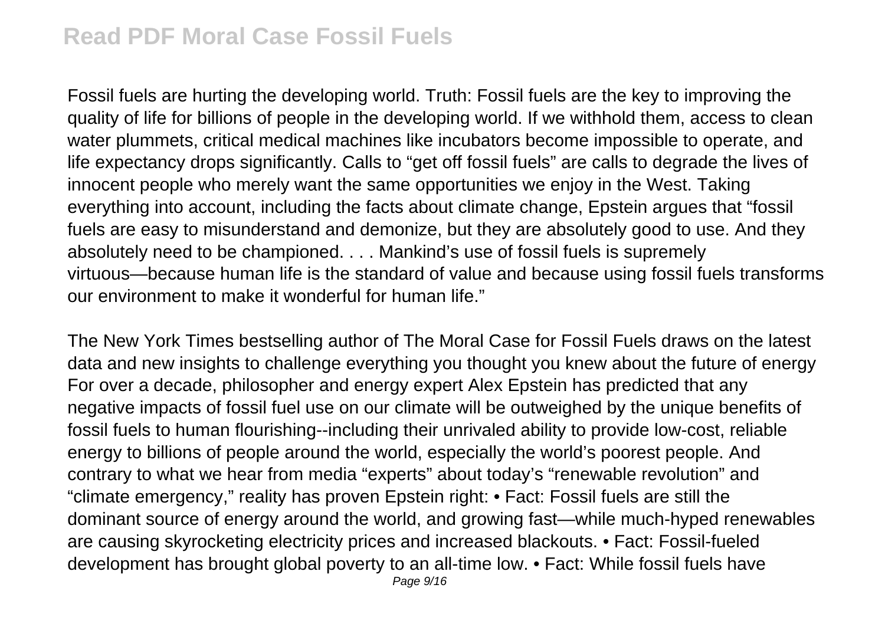Fossil fuels are hurting the developing world. Truth: Fossil fuels are the key to improving the quality of life for billions of people in the developing world. If we withhold them, access to clean water plummets, critical medical machines like incubators become impossible to operate, and life expectancy drops significantly. Calls to "get off fossil fuels" are calls to degrade the lives of innocent people who merely want the same opportunities we enjoy in the West. Taking everything into account, including the facts about climate change, Epstein argues that "fossil fuels are easy to misunderstand and demonize, but they are absolutely good to use. And they absolutely need to be championed. . . . Mankind's use of fossil fuels is supremely virtuous—because human life is the standard of value and because using fossil fuels transforms our environment to make it wonderful for human life."

The New York Times bestselling author of The Moral Case for Fossil Fuels draws on the latest data and new insights to challenge everything you thought you knew about the future of energy For over a decade, philosopher and energy expert Alex Epstein has predicted that any negative impacts of fossil fuel use on our climate will be outweighed by the unique benefits of fossil fuels to human flourishing--including their unrivaled ability to provide low-cost, reliable energy to billions of people around the world, especially the world's poorest people. And contrary to what we hear from media "experts" about today's "renewable revolution" and "climate emergency," reality has proven Epstein right: • Fact: Fossil fuels are still the dominant source of energy around the world, and growing fast—while much-hyped renewables are causing skyrocketing electricity prices and increased blackouts. • Fact: Fossil-fueled development has brought global poverty to an all-time low. • Fact: While fossil fuels have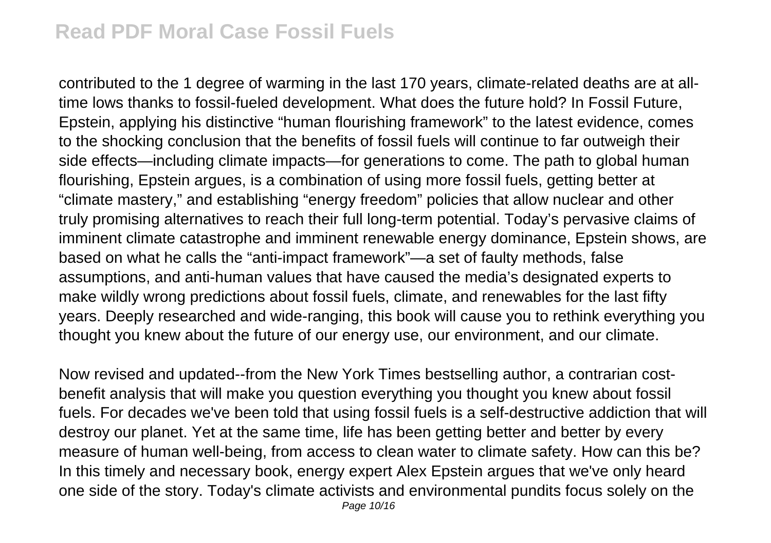contributed to the 1 degree of warming in the last 170 years, climate-related deaths are at all-time lows thanks to fossil-fueled development. What does the future hold? In Fossil Future, Epstein, applying his distinctive "human flourishing framework" to the latest evidence, comes to the shocking conclusion that the benefits of fossil fuels will continue to far outweigh their side effects—including climate impacts—for generations to come. The path to global human flourishing, Epstein argues, is a combination of using more fossil fuels, getting better at "climate mastery," and establishing "energy freedom" policies that allow nuclear and other truly promising alternatives to reach their full long-term potential. Today's pervasive claims of imminent climate catastrophe and imminent renewable energy dominance, Epstein shows, are based on what he calls the "anti-impact framework"—a set of faulty methods, false assumptions, and anti-human values that have caused the media's designated experts to make wildly wrong predictions about fossil fuels, climate, and renewables for the last fifty years. Deeply researched and wide-ranging, this book will cause you to rethink everything you thought you knew about the future of our energy use, our environment, and our climate.

Now revised and updated--from the New York Times bestselling author, a contrarian cost-benefit analysis that will make you question everything you thought you knew about fossil fuels. For decades we've been told that using fossil fuels is a self-destructive addiction that will destroy our planet. Yet at the same time, life has been getting better and better by every measure of human well-being, from access to clean water to climate safety. How can this be? In this timely and necessary book, energy expert Alex Epstein argues that we've only heard one side of the story. Today's climate activists and environmental pundits focus solely on the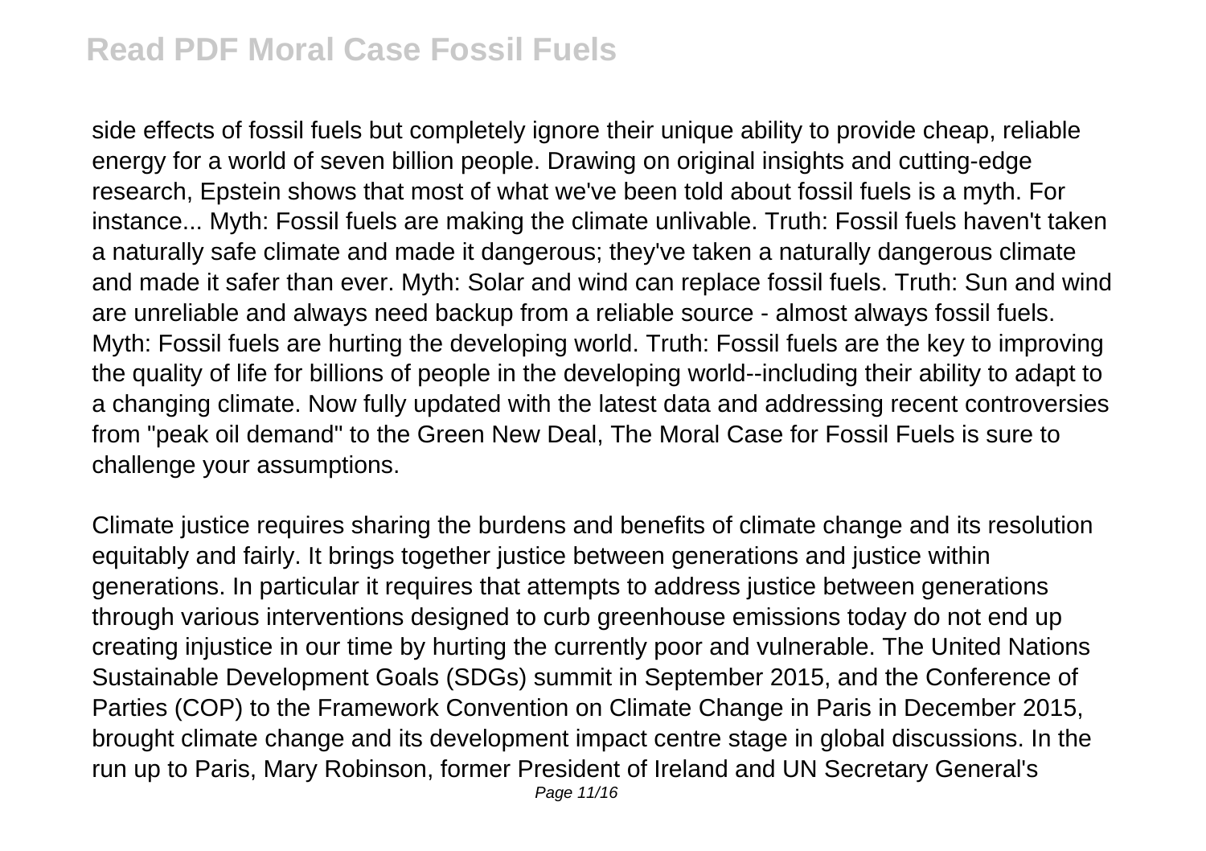side effects of fossil fuels but completely ignore their unique ability to provide cheap, reliable energy for a world of seven billion people. Drawing on original insights and cutting-edge research, Epstein shows that most of what we've been told about fossil fuels is a myth. For instance... Myth: Fossil fuels are making the climate unlivable. Truth: Fossil fuels haven't taken a naturally safe climate and made it dangerous; they've taken a naturally dangerous climate and made it safer than ever. Myth: Solar and wind can replace fossil fuels. Truth: Sun and wind are unreliable and always need backup from a reliable source - almost always fossil fuels. Myth: Fossil fuels are hurting the developing world. Truth: Fossil fuels are the key to improving the quality of life for billions of people in the developing world--including their ability to adapt to a changing climate. Now fully updated with the latest data and addressing recent controversies from "peak oil demand" to the Green New Deal, The Moral Case for Fossil Fuels is sure to challenge your assumptions.

Climate justice requires sharing the burdens and benefits of climate change and its resolution equitably and fairly. It brings together justice between generations and justice within generations. In particular it requires that attempts to address justice between generations through various interventions designed to curb greenhouse emissions today do not end up creating injustice in our time by hurting the currently poor and vulnerable. The United Nations Sustainable Development Goals (SDGs) summit in September 2015, and the Conference of Parties (COP) to the Framework Convention on Climate Change in Paris in December 2015, brought climate change and its development impact centre stage in global discussions. In the run up to Paris, Mary Robinson, former President of Ireland and UN Secretary General's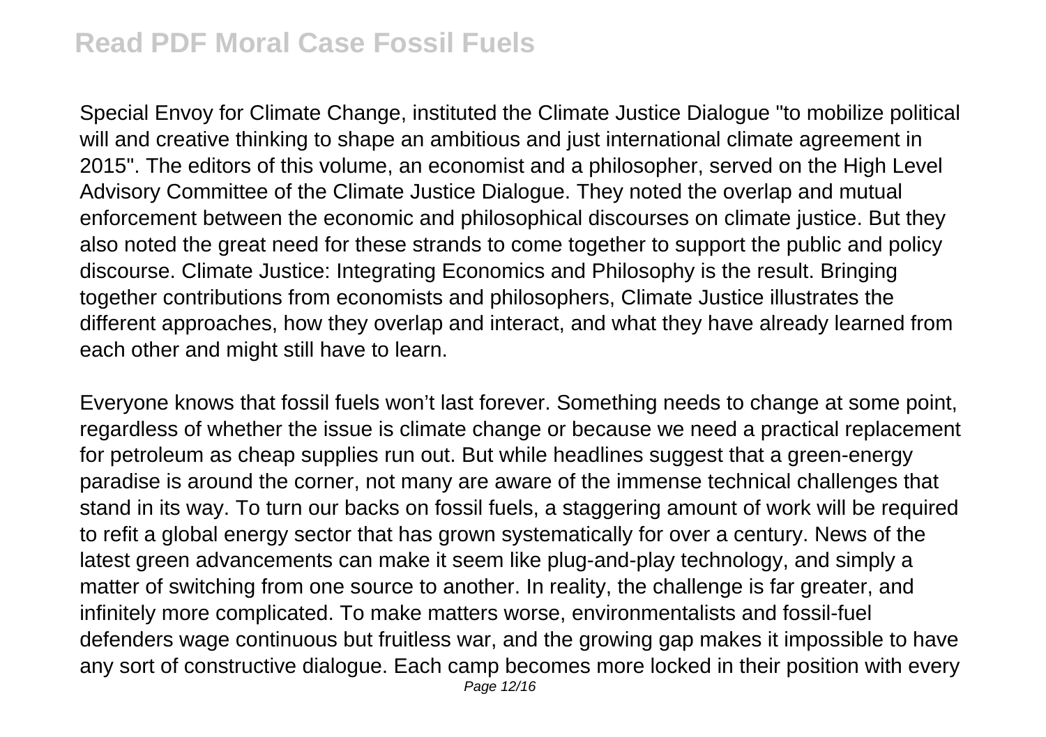Special Envoy for Climate Change, instituted the Climate Justice Dialogue "to mobilize political will and creative thinking to shape an ambitious and just international climate agreement in 2015". The editors of this volume, an economist and a philosopher, served on the High Level Advisory Committee of the Climate Justice Dialogue. They noted the overlap and mutual enforcement between the economic and philosophical discourses on climate justice. But they also noted the great need for these strands to come together to support the public and policy discourse. Climate Justice: Integrating Economics and Philosophy is the result. Bringing together contributions from economists and philosophers, Climate Justice illustrates the different approaches, how they overlap and interact, and what they have already learned from each other and might still have to learn.

Everyone knows that fossil fuels won't last forever. Something needs to change at some point, regardless of whether the issue is climate change or because we need a practical replacement for petroleum as cheap supplies run out. But while headlines suggest that a green-energy paradise is around the corner, not many are aware of the immense technical challenges that stand in its way. To turn our backs on fossil fuels, a staggering amount of work will be required to refit a global energy sector that has grown systematically for over a century. News of the latest green advancements can make it seem like plug-and-play technology, and simply a matter of switching from one source to another. In reality, the challenge is far greater, and infinitely more complicated. To make matters worse, environmentalists and fossil-fuel defenders wage continuous but fruitless war, and the growing gap makes it impossible to have any sort of constructive dialogue. Each camp becomes more locked in their position with every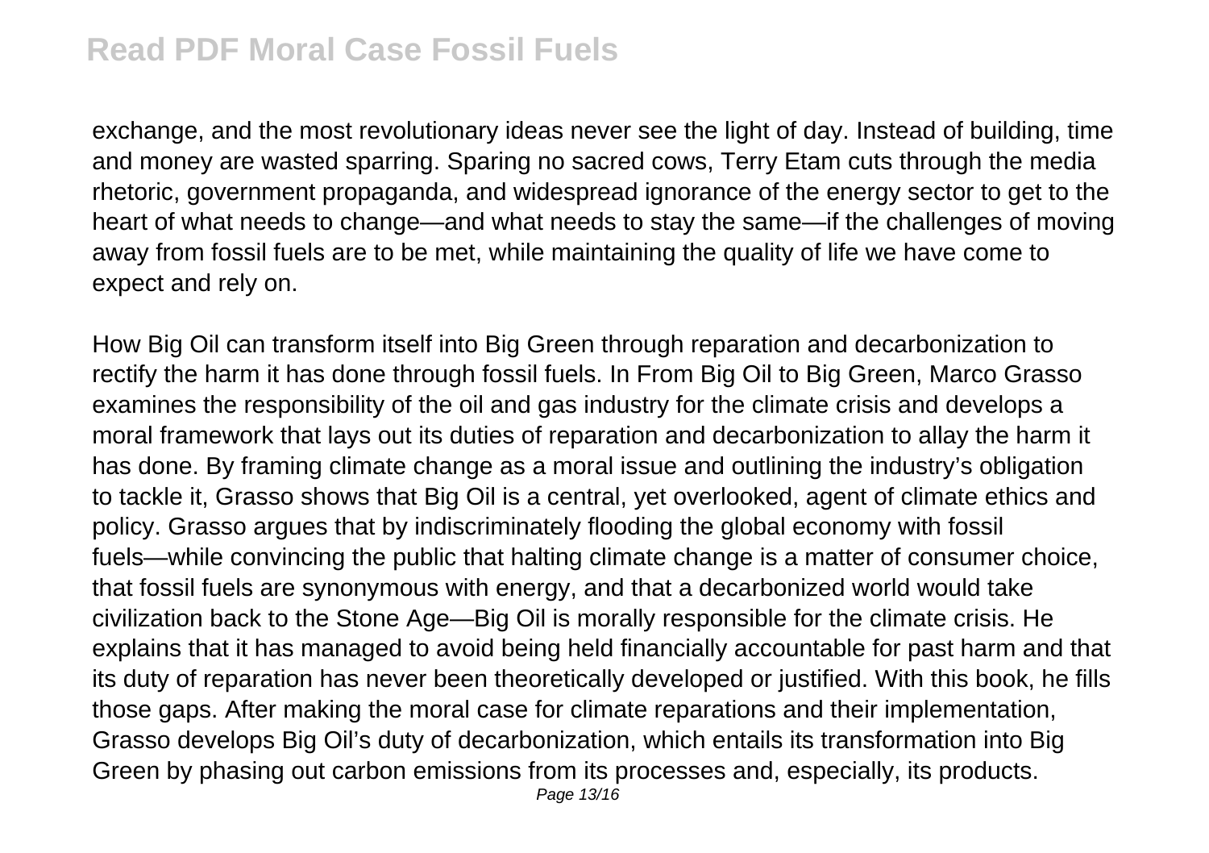exchange, and the most revolutionary ideas never see the light of day. Instead of building, time and money are wasted sparring. Sparing no sacred cows, Terry Etam cuts through the media rhetoric, government propaganda, and widespread ignorance of the energy sector to get to the heart of what needs to change—and what needs to stay the same—if the challenges of moving away from fossil fuels are to be met, while maintaining the quality of life we have come to expect and rely on.

How Big Oil can transform itself into Big Green through reparation and decarbonization to rectify the harm it has done through fossil fuels. In From Big Oil to Big Green, Marco Grasso examines the responsibility of the oil and gas industry for the climate crisis and develops a moral framework that lays out its duties of reparation and decarbonization to allay the harm it has done. By framing climate change as a moral issue and outlining the industry's obligation to tackle it, Grasso shows that Big Oil is a central, yet overlooked, agent of climate ethics and policy. Grasso argues that by indiscriminately flooding the global economy with fossil fuels—while convincing the public that halting climate change is a matter of consumer choice, that fossil fuels are synonymous with energy, and that a decarbonized world would take civilization back to the Stone Age—Big Oil is morally responsible for the climate crisis. He explains that it has managed to avoid being held financially accountable for past harm and that its duty of reparation has never been theoretically developed or justified. With this book, he fills those gaps. After making the moral case for climate reparations and their implementation, Grasso develops Big Oil's duty of decarbonization, which entails its transformation into Big Green by phasing out carbon emissions from its processes and, especially, its products.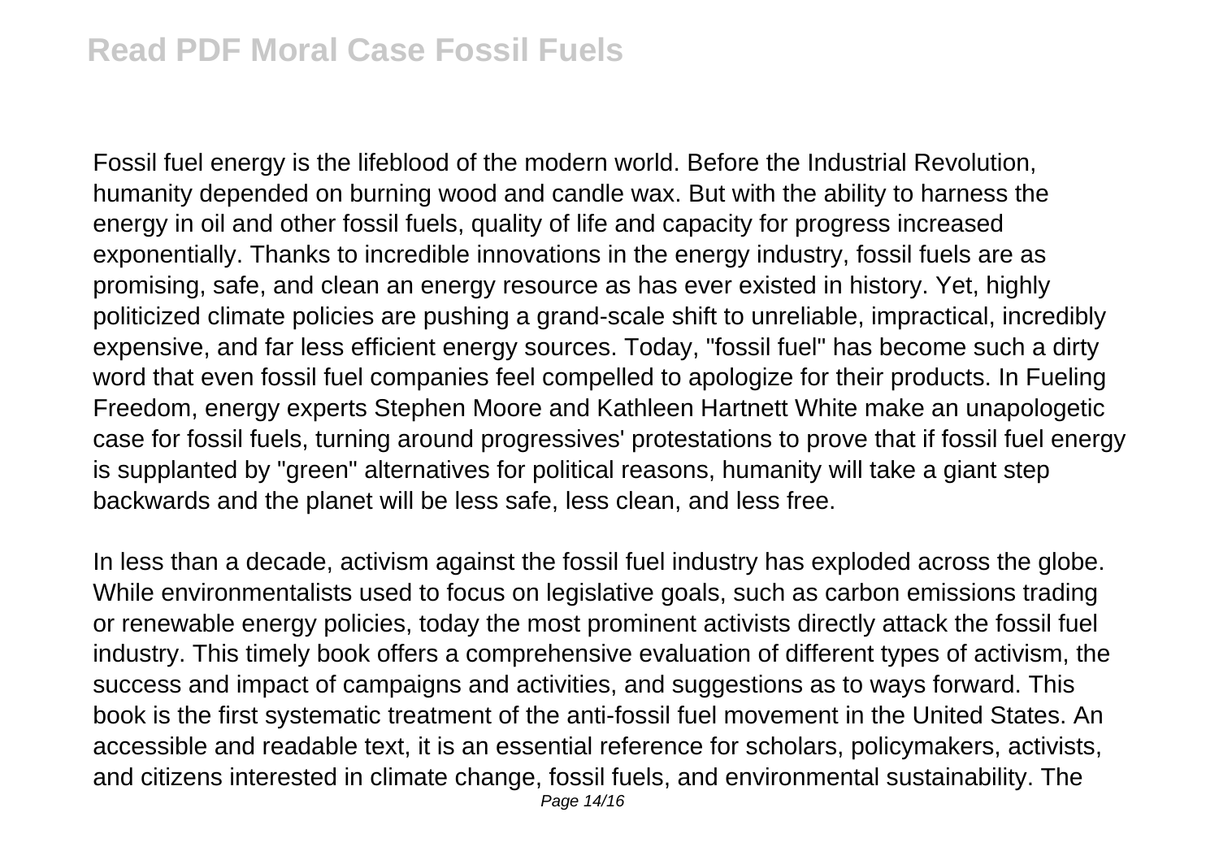Fossil fuel energy is the lifeblood of the modern world. Before the Industrial Revolution, humanity depended on burning wood and candle wax. But with the ability to harness the energy in oil and other fossil fuels, quality of life and capacity for progress increased exponentially. Thanks to incredible innovations in the energy industry, fossil fuels are as promising, safe, and clean an energy resource as has ever existed in history. Yet, highly politicized climate policies are pushing a grand-scale shift to unreliable, impractical, incredibly expensive, and far less efficient energy sources. Today, "fossil fuel" has become such a dirty word that even fossil fuel companies feel compelled to apologize for their products. In Fueling Freedom, energy experts Stephen Moore and Kathleen Hartnett White make an unapologetic case for fossil fuels, turning around progressives' protestations to prove that if fossil fuel energy is supplanted by "green" alternatives for political reasons, humanity will take a giant step backwards and the planet will be less safe, less clean, and less free.

In less than a decade, activism against the fossil fuel industry has exploded across the globe. While environmentalists used to focus on legislative goals, such as carbon emissions trading or renewable energy policies, today the most prominent activists directly attack the fossil fuel industry. This timely book offers a comprehensive evaluation of different types of activism, the success and impact of campaigns and activities, and suggestions as to ways forward. This book is the first systematic treatment of the anti-fossil fuel movement in the United States. An accessible and readable text, it is an essential reference for scholars, policymakers, activists, and citizens interested in climate change, fossil fuels, and environmental sustainability. The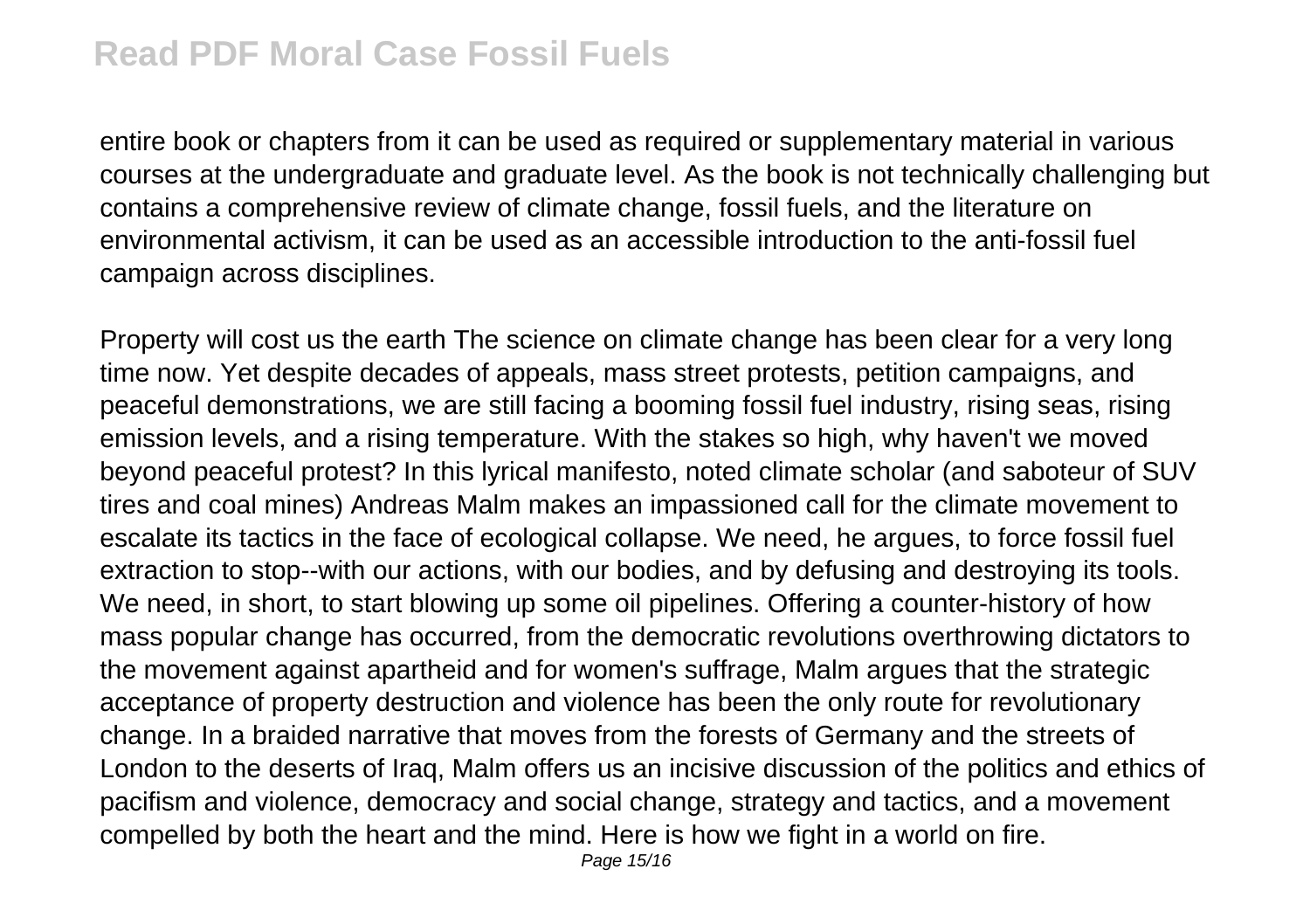entire book or chapters from it can be used as required or supplementary material in various courses at the undergraduate and graduate level. As the book is not technically challenging but contains a comprehensive review of climate change, fossil fuels, and the literature on environmental activism, it can be used as an accessible introduction to the anti-fossil fuel campaign across disciplines.

Property will cost us the earth The science on climate change has been clear for a very long time now. Yet despite decades of appeals, mass street protests, petition campaigns, and peaceful demonstrations, we are still facing a booming fossil fuel industry, rising seas, rising emission levels, and a rising temperature. With the stakes so high, why haven't we moved beyond peaceful protest? In this lyrical manifesto, noted climate scholar (and saboteur of SUV tires and coal mines) Andreas Malm makes an impassioned call for the climate movement to escalate its tactics in the face of ecological collapse. We need, he argues, to force fossil fuel extraction to stop--with our actions, with our bodies, and by defusing and destroying its tools. We need, in short, to start blowing up some oil pipelines. Offering a counter-history of how mass popular change has occurred, from the democratic revolutions overthrowing dictators to the movement against apartheid and for women's suffrage, Malm argues that the strategic acceptance of property destruction and violence has been the only route for revolutionary change. In a braided narrative that moves from the forests of Germany and the streets of London to the deserts of Iraq, Malm offers us an incisive discussion of the politics and ethics of pacifism and violence, democracy and social change, strategy and tactics, and a movement compelled by both the heart and the mind. Here is how we fight in a world on fire.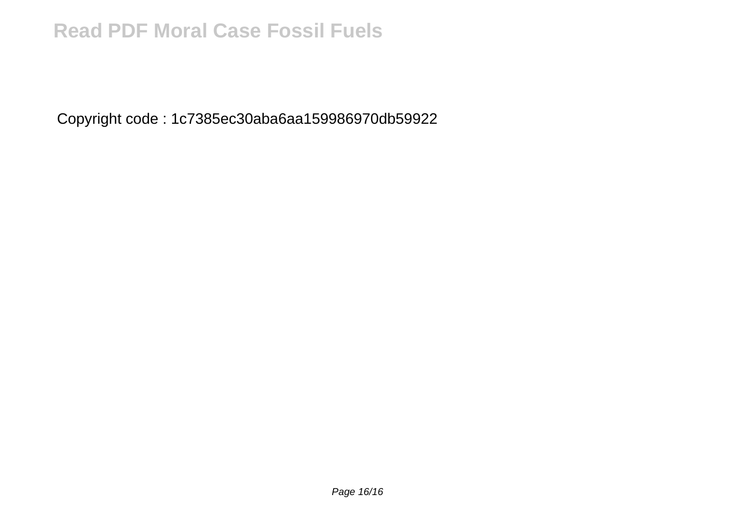Copyright code : 1c7385ec30aba6aa159986970db59922